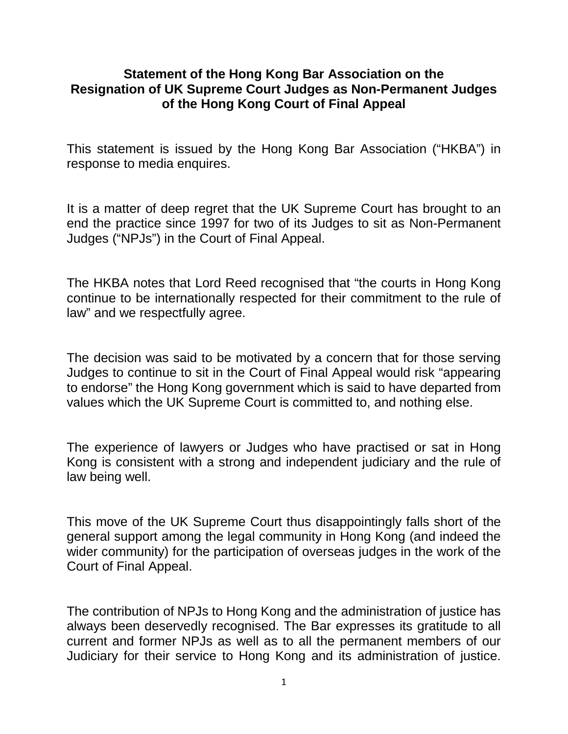**Statement of the Hong Kong Bar Association on the Resignation of UK Supreme Court Judges as Non-Permanent Judges of the Hong Kong Court of Final Appeal**

This statement is issued by the Hong Kong Bar Association ("HKBA") in response to media enquires.

It is a matter of deep regret that the UK Supreme Court has brought to an end the practice since 1997 for two of its Judges to sit as Non-Permanent Judges ("NPJs") in the Court of Final Appeal.

The HKBA notes that Lord Reed recognised that "the courts in Hong Kong continue to be internationally respected for their commitment to the rule of law" and we respectfully agree.

The decision was said to be motivated by a concern that for those serving Judges to continue to sit in the Court of Final Appeal would risk "appearing to endorse" the Hong Kong government which is said to have departed from values which the UK Supreme Court is committed to, and nothing else.

The experience of lawyers or Judges who have practised or sat in Hong Kong is consistent with a strong and independent judiciary and the rule of law being well.

This move of the UK Supreme Court thus disappointingly falls short of the general support among the legal community in Hong Kong (and indeed the wider community) for the participation of overseas judges in the work of the Court of Final Appeal.

The contribution of NPJs to Hong Kong and the administration of justice has always been deservedly recognised. The Bar expresses its gratitude to all current and former NPJs as well as to all the permanent members of our Judiciary for their service to Hong Kong and its administration of justice.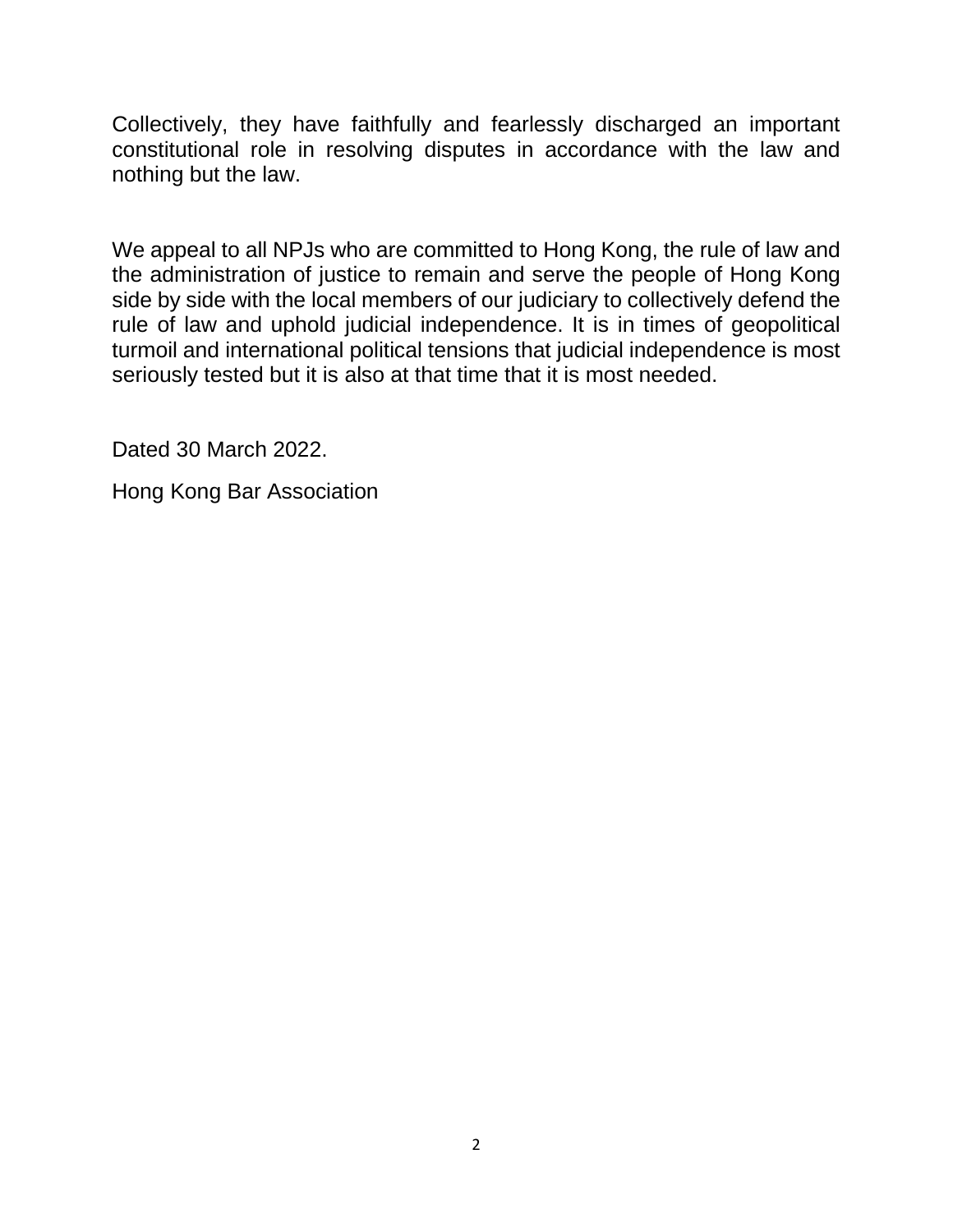Collectively, they have faithfully and fearlessly discharged an important constitutional role in resolving disputes in accordance with the law and nothing but the law.

We appeal to all NPJs who are committed to Hong Kong, the rule of law and the administration of justice to remain and serve the people of Hong Kong side by side with the local members of our judiciary to collectively defend the rule of law and uphold judicial independence. It is in times of geopolitical turmoil and international political tensions that judicial independence is most seriously tested but it is also at that time that it is most needed.

Dated 30 March 2022.

Hong Kong Bar Association